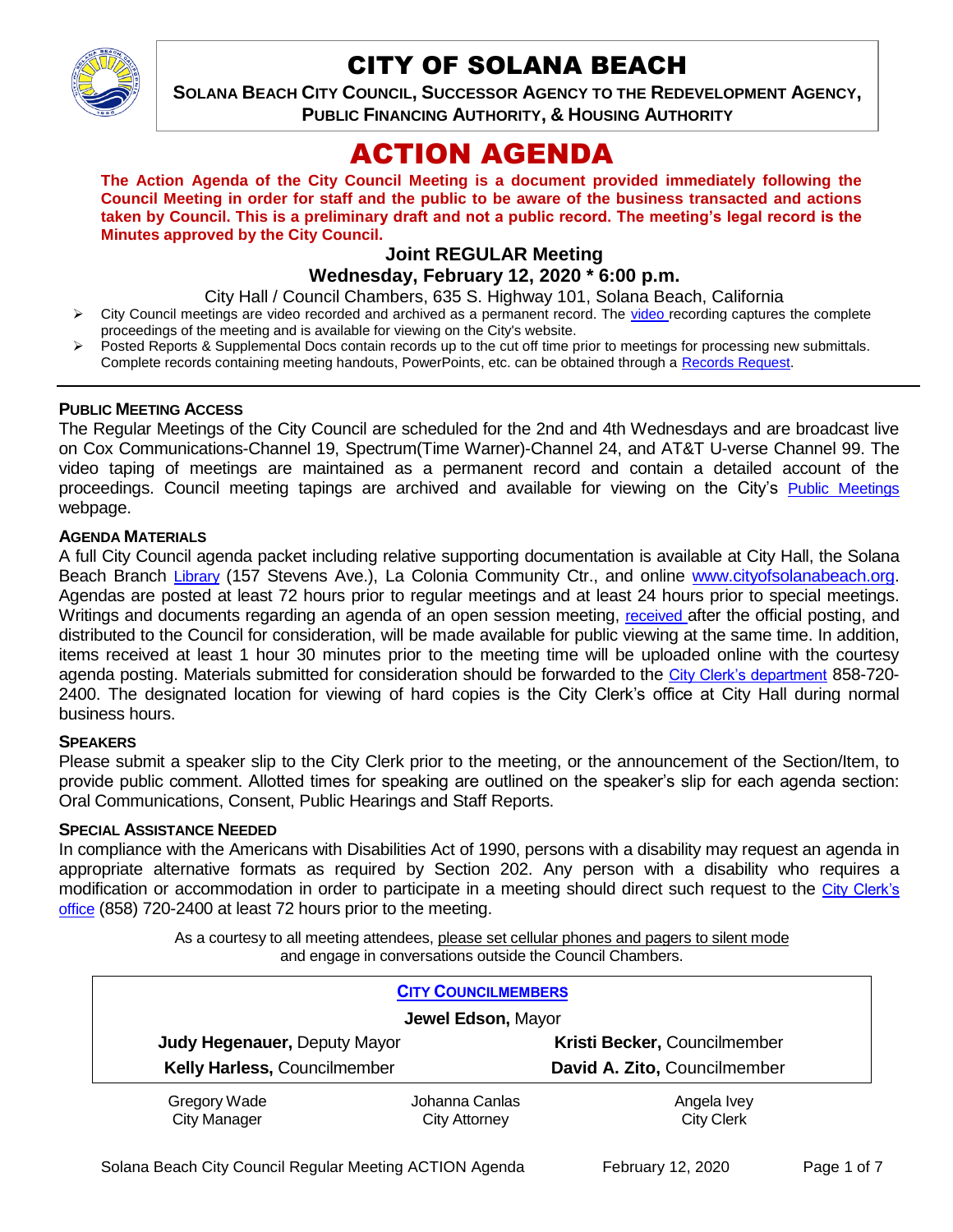# CITY OF SOLANA BEACH

**SOLANA BEACH CITY COUNCIL, SUCCESSOR AGENCY TO THE REDEVELOPMENT AGENCY, PUBLIC FINANCING AUTHORITY, & HOUSING AUTHORITY**

# ACTION AGENDA

**The Action Agenda of the City Council Meeting is a document provided immediately following the Council Meeting in order for staff and the public to be aware of the business transacted and actions taken by Council. This is a preliminary draft and not a public record. The meeting's legal record is the Minutes approved by the City Council.**

## Joint REGULAR Meeting

## Wednesday, February 12, 2020 * 6:00 p.m.

City Hall / Council Chambers, 635 S. Highway 101, Solana Beach, California

- City Council meetings are video recorded and archived as a permanent record. The video recording captures the complete proceedings of the meeting and is available for viewing on the City's website.
- Posted Reports & Supplemental Docs contain records up to the cut off time prior to meetings for processing new submittals. Complete records containing meeting handouts, PowerPoints, etc. can be obtained through a Records Request.

---

### PUBLIC MEETING ACCESS

The Regular Meetings of the City Council are scheduled for the 2nd and 4th Wednesdays and are broadcast live on Cox Communications-Channel 19, Spectrum(Time Warner)-Channel 24, and AT&T U-verse Channel 99. The video taping of meetings are maintained as a permanent record and contain a detailed account of the proceedings. Council meeting tapings are archived and available for viewing on the City's Public Meetings webpage.

### AGENDA MATERIALS

A full City Council agenda packet including relative supporting documentation is available at City Hall, the Solana Beach Branch Library (157 Stevens Ave.), La Colonia Community Ctr., and online www.cityofsolanabeach.org. Agendas are posted at least 72 hours prior to regular meetings and at least 24 hours prior to special meetings. Writings and documents regarding an agenda of an open session meeting, received after the official posting, and distributed to the Council for consideration, will be made available for public viewing at the same time. In addition, items received at least 1 hour 30 minutes prior to the meeting time will be uploaded online with the courtesy agenda posting. Materials submitted for consideration should be forwarded to the City Clerk's department 858-720-2400. The designated location for viewing of hard copies is the City Clerk's office at City Hall during normal business hours.

### SPEAKERS

Please submit a speaker slip to the City Clerk prior to the meeting, or the announcement of the Section/Item, to provide public comment. Allotted times for speaking are outlined on the speaker's slip for each agenda section: Oral Communications, Consent, Public Hearings and Staff Reports.

### SPECIAL ASSISTANCE NEEDED

In compliance with the Americans with Disabilities Act of 1990, persons with a disability may request an agenda in appropriate alternative formats as required by Section 202. Any person with a disability who requires a modification or accommodation in order to participate in a meeting should direct such request to the City Clerk's office (858) 720-2400 at least 72 hours prior to the meeting.

As a courtesy to all meeting attendees, please set cellular phones and pagers to silent mode and engage in conversations outside the Council Chambers.

| **CITY COUNCILMEMBERS** | |
|---|---|
| **Jewel Edson,** Mayor | |
| **Judy Hegenauer,** Deputy Mayor | **Kristi Becker,** Councilmember |
| **Kelly Harless,** Councilmember | **David A. Zito,** Councilmember |

| Gregory Wade | Johanna Canlas | Angela Ivey |
|---|---|---|
| City Manager | City Attorney | City Clerk |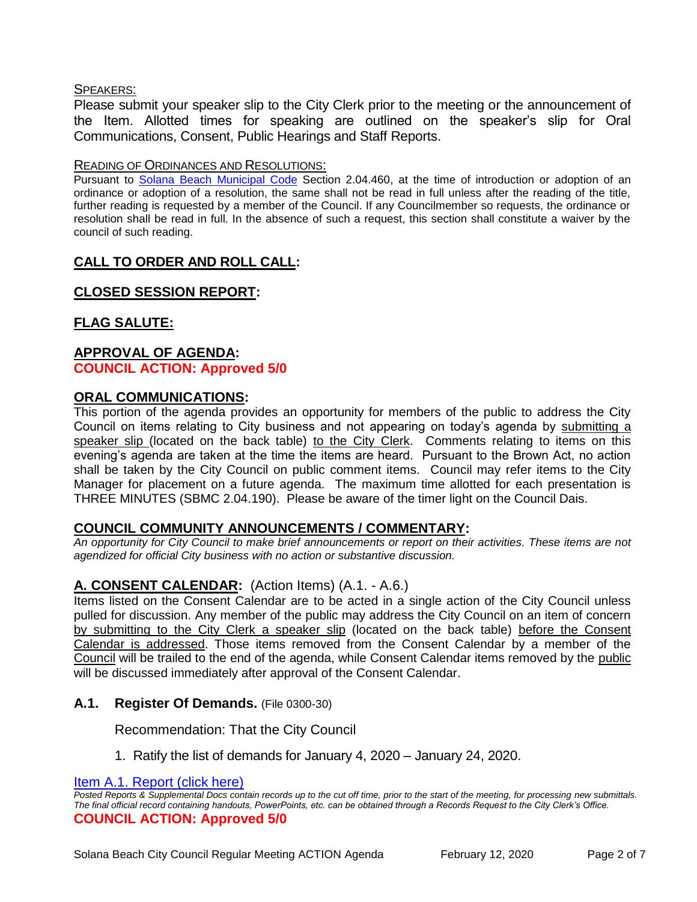SPEAKERS:

Please submit your speaker slip to the City Clerk prior to the meeting or the announcement of the Item. Allotted times for speaking are outlined on the speaker's slip for Oral Communications, Consent, Public Hearings and Staff Reports.

READING OF ORDINANCES AND RESOLUTIONS:

Pursuant to [Solana Beach Municipal Code] Section 2.04.460, at the time of introduction or adoption of an ordinance or adoption of a resolution, the same shall not be read in full unless after the reading of the title, further reading is requested by a member of the Council. If any Councilmember so requests, the ordinance or resolution shall be read in full. In the absence of such a request, this section shall constitute a waiver by the council of such reading.

## CALL TO ORDER AND ROLL CALL:

## CLOSED SESSION REPORT:

## FLAG SALUTE:

## APPROVAL OF AGENDA:

**COUNCIL ACTION: Approved 5/0**

## ORAL COMMUNICATIONS:

This portion of the agenda provides an opportunity for members of the public to address the City Council on items relating to City business and not appearing on today's agenda by submitting a speaker slip (located on the back table) to the City Clerk. Comments relating to items on this evening's agenda are taken at the time the items are heard. Pursuant to the Brown Act, no action shall be taken by the City Council on public comment items. Council may refer items to the City Manager for placement on a future agenda. The maximum time allotted for each presentation is THREE MINUTES (SBMC 2.04.190). Please be aware of the timer light on the Council Dais.

## COUNCIL COMMUNITY ANNOUNCEMENTS / COMMENTARY:

*An opportunity for City Council to make brief announcements or report on their activities. These items are not agendized for official City business with no action or substantive discussion.*

## A. CONSENT CALENDAR: (Action Items) (A.1. - A.6.)

Items listed on the Consent Calendar are to be acted in a single action of the City Council unless pulled for discussion. Any member of the public may address the City Council on an item of concern by submitting to the City Clerk a speaker slip (located on the back table) before the Consent Calendar is addressed. Those items removed from the Consent Calendar by a member of the Council will be trailed to the end of the agenda, while Consent Calendar items removed by the public will be discussed immediately after approval of the Consent Calendar.

### A.1. Register Of Demands. (File 0300-30)

Recommendation: That the City Council

1. Ratify the list of demands for January 4, 2020 – January 24, 2020.

[Item A.1. Report (click here)]

*Posted Reports & Supplemental Docs contain records up to the cut off time, prior to the start of the meeting, for processing new submittals. The final official record containing handouts, PowerPoints, etc. can be obtained through a Records Request to the City Clerk's Office.*

**COUNCIL ACTION: Approved 5/0**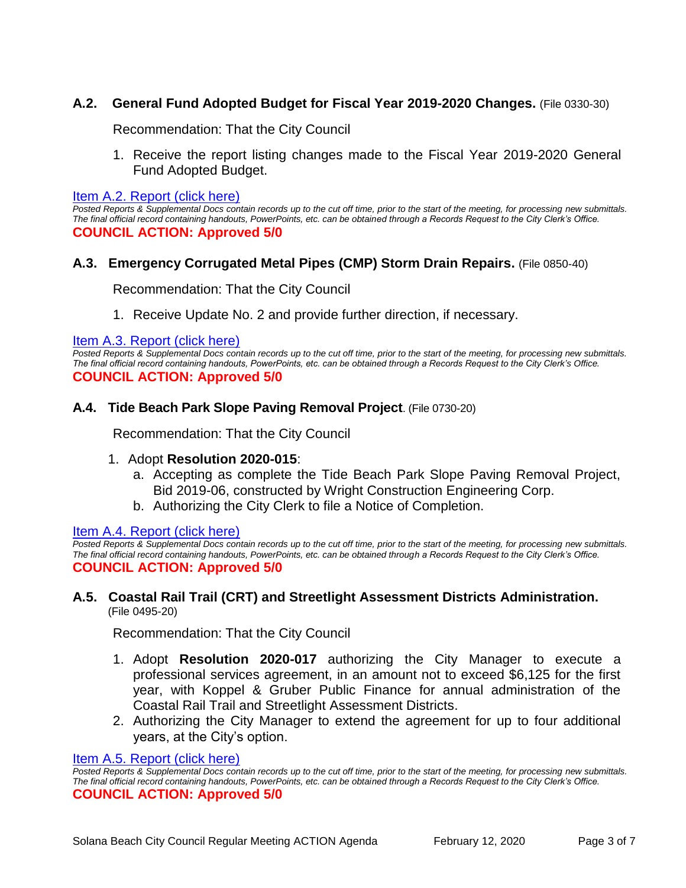### A.2. General Fund Adopted Budget for Fiscal Year 2019-2020 Changes. (File 0330-30)

Recommendation: That the City Council

1. Receive the report listing changes made to the Fiscal Year 2019-2020 General Fund Adopted Budget.

Item A.2. Report (click here)

*Posted Reports & Supplemental Docs contain records up to the cut off time, prior to the start of the meeting, for processing new submittals. The final official record containing handouts, PowerPoints, etc. can be obtained through a Records Request to the City Clerk's Office.*

**COUNCIL ACTION: Approved 5/0**

### A.3. Emergency Corrugated Metal Pipes (CMP) Storm Drain Repairs. (File 0850-40)

Recommendation: That the City Council

1. Receive Update No. 2 and provide further direction, if necessary.

Item A.3. Report (click here)

*Posted Reports & Supplemental Docs contain records up to the cut off time, prior to the start of the meeting, for processing new submittals. The final official record containing handouts, PowerPoints, etc. can be obtained through a Records Request to the City Clerk's Office.*

**COUNCIL ACTION: Approved 5/0**

### A.4. Tide Beach Park Slope Paving Removal Project. (File 0730-20)

Recommendation: That the City Council

1. Adopt **Resolution 2020-015**:
   a. Accepting as complete the Tide Beach Park Slope Paving Removal Project, Bid 2019-06, constructed by Wright Construction Engineering Corp.
   b. Authorizing the City Clerk to file a Notice of Completion.

Item A.4. Report (click here)

*Posted Reports & Supplemental Docs contain records up to the cut off time, prior to the start of the meeting, for processing new submittals. The final official record containing handouts, PowerPoints, etc. can be obtained through a Records Request to the City Clerk's Office.*

**COUNCIL ACTION: Approved 5/0**

### A.5. Coastal Rail Trail (CRT) and Streetlight Assessment Districts Administration. (File 0495-20)

Recommendation: That the City Council

1. Adopt **Resolution 2020-017** authorizing the City Manager to execute a professional services agreement, in an amount not to exceed $6,125 for the first year, with Koppel & Gruber Public Finance for annual administration of the Coastal Rail Trail and Streetlight Assessment Districts.
2. Authorizing the City Manager to extend the agreement for up to four additional years, at the City's option.

Item A.5. Report (click here)

*Posted Reports & Supplemental Docs contain records up to the cut off time, prior to the start of the meeting, for processing new submittals. The final official record containing handouts, PowerPoints, etc. can be obtained through a Records Request to the City Clerk's Office.*

**COUNCIL ACTION: Approved 5/0**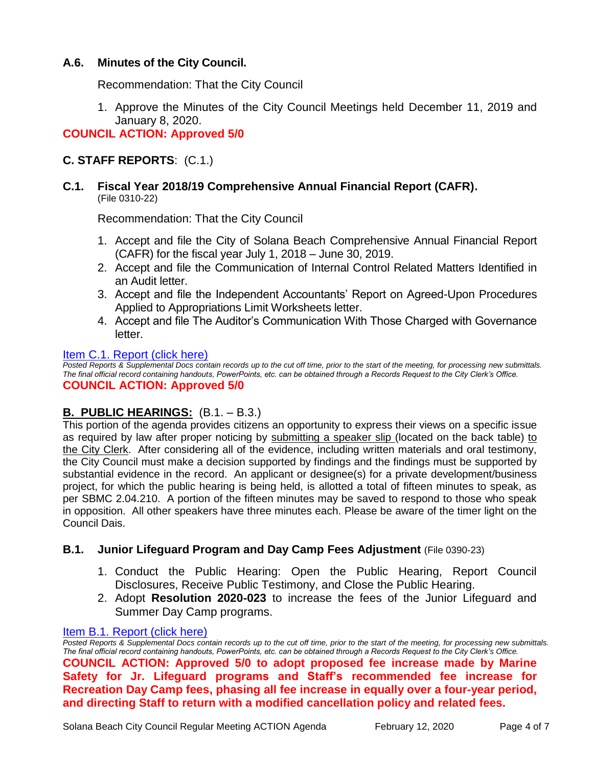### A.6. Minutes of the City Council.

Recommendation: That the City Council

1. Approve the Minutes of the City Council Meetings held December 11, 2019 and January 8, 2020.

**COUNCIL ACTION: Approved 5/0**

## C. STAFF REPORTS: (C.1.)

### C.1. Fiscal Year 2018/19 Comprehensive Annual Financial Report (CAFR).

(File 0310-22)

Recommendation: That the City Council

1. Accept and file the City of Solana Beach Comprehensive Annual Financial Report (CAFR) for the fiscal year July 1, 2018 – June 30, 2019.
2. Accept and file the Communication of Internal Control Related Matters Identified in an Audit letter.
3. Accept and file the Independent Accountants' Report on Agreed-Upon Procedures Applied to Appropriations Limit Worksheets letter.
4. Accept and file The Auditor's Communication With Those Charged with Governance letter.

Item C.1. Report (click here)

*Posted Reports & Supplemental Docs contain records up to the cut off time, prior to the start of the meeting, for processing new submittals. The final official record containing handouts, PowerPoints, etc. can be obtained through a Records Request to the City Clerk's Office.*

**COUNCIL ACTION: Approved 5/0**

## B. PUBLIC HEARINGS: (B.1. – B.3.)

This portion of the agenda provides citizens an opportunity to express their views on a specific issue as required by law after proper noticing by submitting a speaker slip (located on the back table) to the City Clerk. After considering all of the evidence, including written materials and oral testimony, the City Council must make a decision supported by findings and the findings must be supported by substantial evidence in the record. An applicant or designee(s) for a private development/business project, for which the public hearing is being held, is allotted a total of fifteen minutes to speak, as per SBMC 2.04.210. A portion of the fifteen minutes may be saved to respond to those who speak in opposition. All other speakers have three minutes each. Please be aware of the timer light on the Council Dais.

### B.1. Junior Lifeguard Program and Day Camp Fees Adjustment (File 0390-23)

1. Conduct the Public Hearing: Open the Public Hearing, Report Council Disclosures, Receive Public Testimony, and Close the Public Hearing.
2. Adopt **Resolution 2020-023** to increase the fees of the Junior Lifeguard and Summer Day Camp programs.

Item B.1. Report (click here)

*Posted Reports & Supplemental Docs contain records up to the cut off time, prior to the start of the meeting, for processing new submittals. The final official record containing handouts, PowerPoints, etc. can be obtained through a Records Request to the City Clerk's Office.*

**COUNCIL ACTION: Approved 5/0 to adopt proposed fee increase made by Marine Safety for Jr. Lifeguard programs and Staff's recommended fee increase for Recreation Day Camp fees, phasing all fee increase in equally over a four-year period, and directing Staff to return with a modified cancellation policy and related fees.**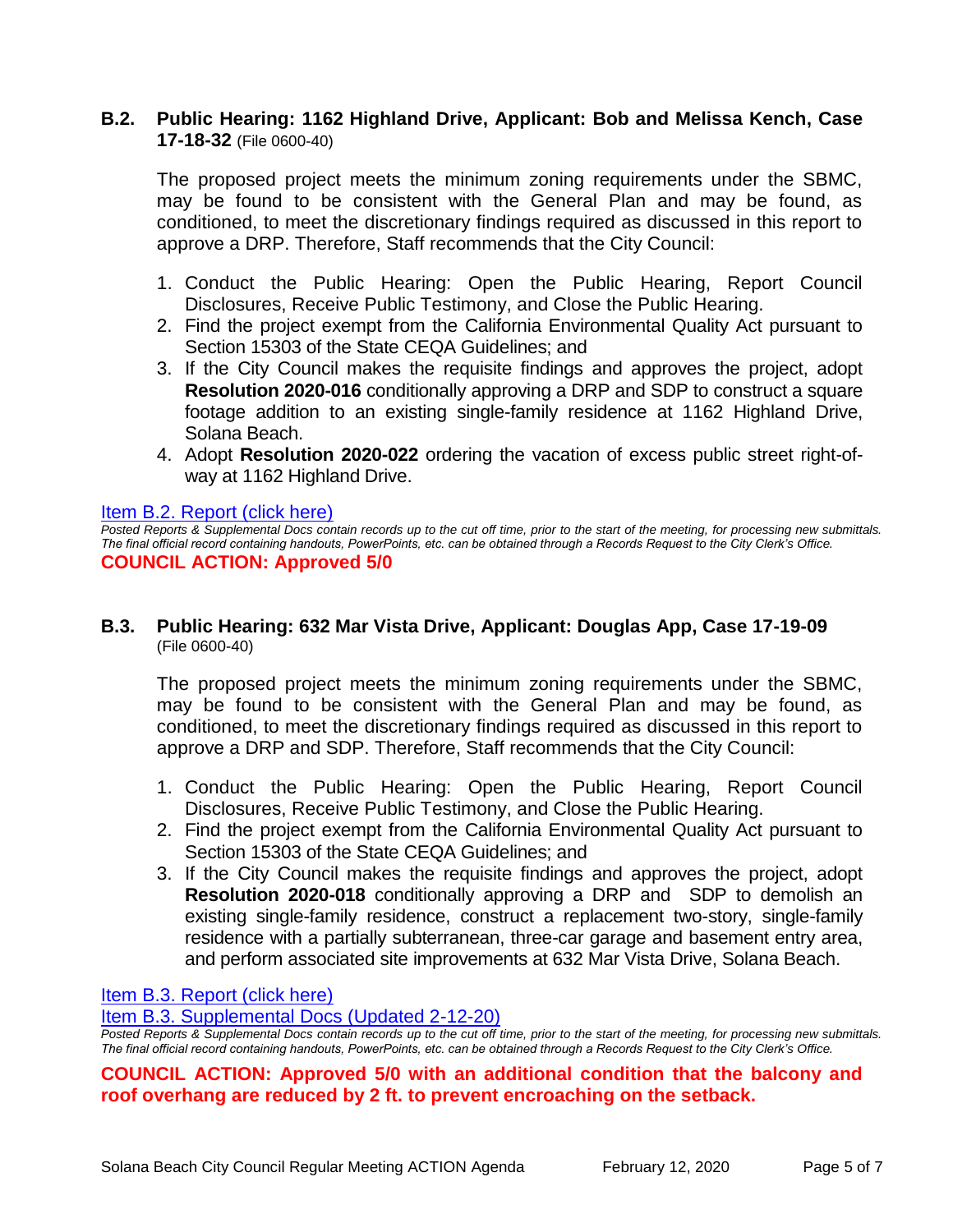### B.2. Public Hearing: 1162 Highland Drive, Applicant: Bob and Melissa Kench, Case 17-18-32 (File 0600-40)

The proposed project meets the minimum zoning requirements under the SBMC, may be found to be consistent with the General Plan and may be found, as conditioned, to meet the discretionary findings required as discussed in this report to approve a DRP. Therefore, Staff recommends that the City Council:

1. Conduct the Public Hearing: Open the Public Hearing, Report Council Disclosures, Receive Public Testimony, and Close the Public Hearing.
2. Find the project exempt from the California Environmental Quality Act pursuant to Section 15303 of the State CEQA Guidelines; and
3. If the City Council makes the requisite findings and approves the project, adopt **Resolution 2020-016** conditionally approving a DRP and SDP to construct a square footage addition to an existing single-family residence at 1162 Highland Drive, Solana Beach.
4. Adopt **Resolution 2020-022** ordering the vacation of excess public street right-of-way at 1162 Highland Drive.

Item B.2. Report (click here)

*Posted Reports & Supplemental Docs contain records up to the cut off time, prior to the start of the meeting, for processing new submittals. The final official record containing handouts, PowerPoints, etc. can be obtained through a Records Request to the City Clerk's Office.*

**COUNCIL ACTION: Approved 5/0**

### B.3. Public Hearing: 632 Mar Vista Drive, Applicant: Douglas App, Case 17-19-09 (File 0600-40)

The proposed project meets the minimum zoning requirements under the SBMC, may be found to be consistent with the General Plan and may be found, as conditioned, to meet the discretionary findings required as discussed in this report to approve a DRP and SDP. Therefore, Staff recommends that the City Council:

1. Conduct the Public Hearing: Open the Public Hearing, Report Council Disclosures, Receive Public Testimony, and Close the Public Hearing.
2. Find the project exempt from the California Environmental Quality Act pursuant to Section 15303 of the State CEQA Guidelines; and
3. If the City Council makes the requisite findings and approves the project, adopt **Resolution 2020-018** conditionally approving a DRP and SDP to demolish an existing single-family residence, construct a replacement two-story, single-family residence with a partially subterranean, three-car garage and basement entry area, and perform associated site improvements at 632 Mar Vista Drive, Solana Beach.

Item B.3. Report (click here)

Item B.3. Supplemental Docs (Updated 2-12-20)

*Posted Reports & Supplemental Docs contain records up to the cut off time, prior to the start of the meeting, for processing new submittals. The final official record containing handouts, PowerPoints, etc. can be obtained through a Records Request to the City Clerk's Office.*

**COUNCIL ACTION: Approved 5/0 with an additional condition that the balcony and roof overhang are reduced by 2 ft. to prevent encroaching on the setback.**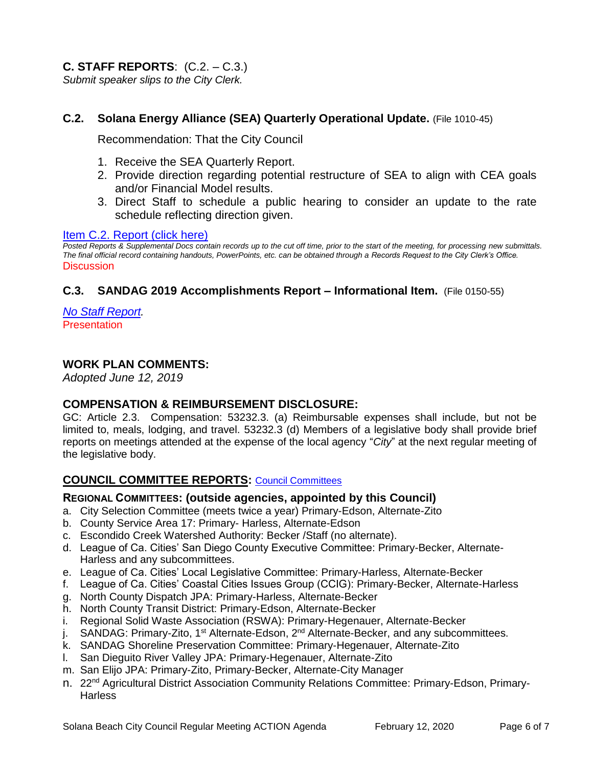## C. STAFF REPORTS: (C.2. – C.3.)

*Submit speaker slips to the City Clerk.*

### C.2. Solana Energy Alliance (SEA) Quarterly Operational Update. (File 1010-45)

Recommendation: That the City Council

1. Receive the SEA Quarterly Report.
2. Provide direction regarding potential restructure of SEA to align with CEA goals and/or Financial Model results.
3. Direct Staff to schedule a public hearing to consider an update to the rate schedule reflecting direction given.

Item C.2. Report (click here)

*Posted Reports & Supplemental Docs contain records up to the cut off time, prior to the start of the meeting, for processing new submittals. The final official record containing handouts, PowerPoints, etc. can be obtained through a Records Request to the City Clerk's Office.*

Discussion

### C.3. SANDAG 2019 Accomplishments Report – Informational Item. (File 0150-55)

*No Staff Report.*

Presentation

## WORK PLAN COMMENTS:

*Adopted June 12, 2019*

## COMPENSATION & REIMBURSEMENT DISCLOSURE:

GC: Article 2.3. Compensation: 53232.3. (a) Reimbursable expenses shall include, but not be limited to, meals, lodging, and travel. 53232.3 (d) Members of a legislative body shall provide brief reports on meetings attended at the expense of the local agency "*City*" at the next regular meeting of the legislative body.

## COUNCIL COMMITTEE REPORTS: Council Committees

### REGIONAL COMMITTEES: (outside agencies, appointed by this Council)

a. City Selection Committee (meets twice a year) Primary-Edson, Alternate-Zito
b. County Service Area 17: Primary- Harless, Alternate-Edson
c. Escondido Creek Watershed Authority: Becker /Staff (no alternate).
d. League of Ca. Cities' San Diego County Executive Committee: Primary-Becker, Alternate-Harless and any subcommittees.
e. League of Ca. Cities' Local Legislative Committee: Primary-Harless, Alternate-Becker
f. League of Ca. Cities' Coastal Cities Issues Group (CCIG): Primary-Becker, Alternate-Harless
g. North County Dispatch JPA: Primary-Harless, Alternate-Becker
h. North County Transit District: Primary-Edson, Alternate-Becker
i. Regional Solid Waste Association (RSWA): Primary-Hegenauer, Alternate-Becker
j. SANDAG: Primary-Zito, 1st Alternate-Edson, 2nd Alternate-Becker, and any subcommittees.
k. SANDAG Shoreline Preservation Committee: Primary-Hegenauer, Alternate-Zito
l. San Dieguito River Valley JPA: Primary-Hegenauer, Alternate-Zito
m. San Elijo JPA: Primary-Zito, Primary-Becker, Alternate-City Manager
n. 22nd Agricultural District Association Community Relations Committee: Primary-Edson, Primary-Harless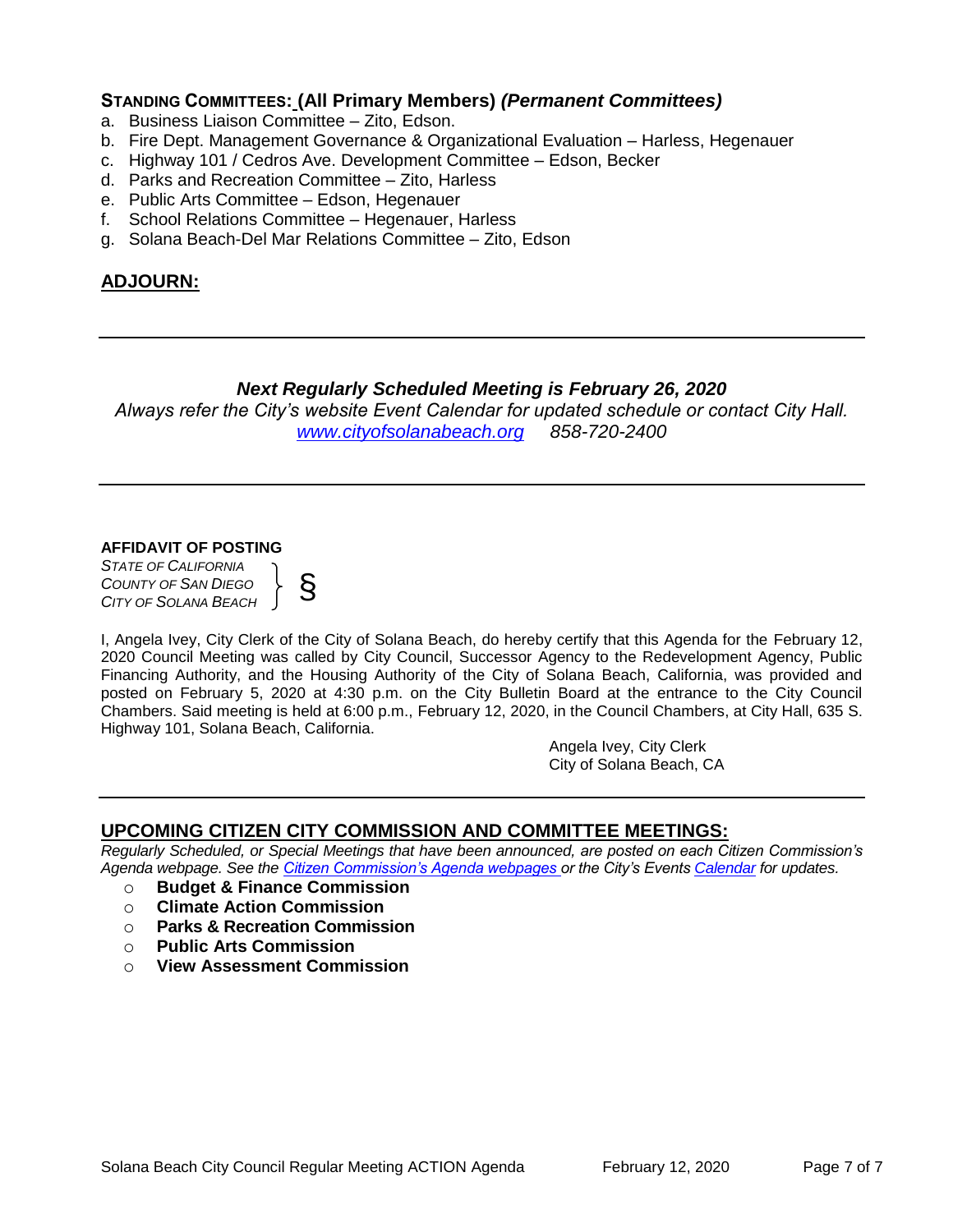### STANDING COMMITTEES: (All Primary Members) *(Permanent Committees)*

a. Business Liaison Committee – Zito, Edson.
b. Fire Dept. Management Governance & Organizational Evaluation – Harless, Hegenauer
c. Highway 101 / Cedros Ave. Development Committee – Edson, Becker
d. Parks and Recreation Committee – Zito, Harless
e. Public Arts Committee – Edson, Hegenauer
f. School Relations Committee – Hegenauer, Harless
g. Solana Beach-Del Mar Relations Committee – Zito, Edson

## ADJOURN:

---

***Next Regularly Scheduled Meeting is February 26, 2020***

*Always refer the City's website Event Calendar for updated schedule or contact City Hall.*
*www.cityofsolanabeach.org 858-720-2400*

---

**AFFIDAVIT OF POSTING**

*STATE OF CALIFORNIA*
*COUNTY OF SAN DIEGO* §
*CITY OF SOLANA BEACH*

I, Angela Ivey, City Clerk of the City of Solana Beach, do hereby certify that this Agenda for the February 12, 2020 Council Meeting was called by City Council, Successor Agency to the Redevelopment Agency, Public Financing Authority, and the Housing Authority of the City of Solana Beach, California, was provided and posted on February 5, 2020 at 4:30 p.m. on the City Bulletin Board at the entrance to the City Council Chambers. Said meeting is held at 6:00 p.m., February 12, 2020, in the Council Chambers, at City Hall, 635 S. Highway 101, Solana Beach, California.

Angela Ivey, City Clerk
City of Solana Beach, CA

---

## UPCOMING CITIZEN CITY COMMISSION AND COMMITTEE MEETINGS:

*Regularly Scheduled, or Special Meetings that have been announced, are posted on each Citizen Commission's Agenda webpage. See the Citizen Commission's Agenda webpages or the City's Events Calendar for updates.*

- **Budget & Finance Commission**
- **Climate Action Commission**
- **Parks & Recreation Commission**
- **Public Arts Commission**
- **View Assessment Commission**